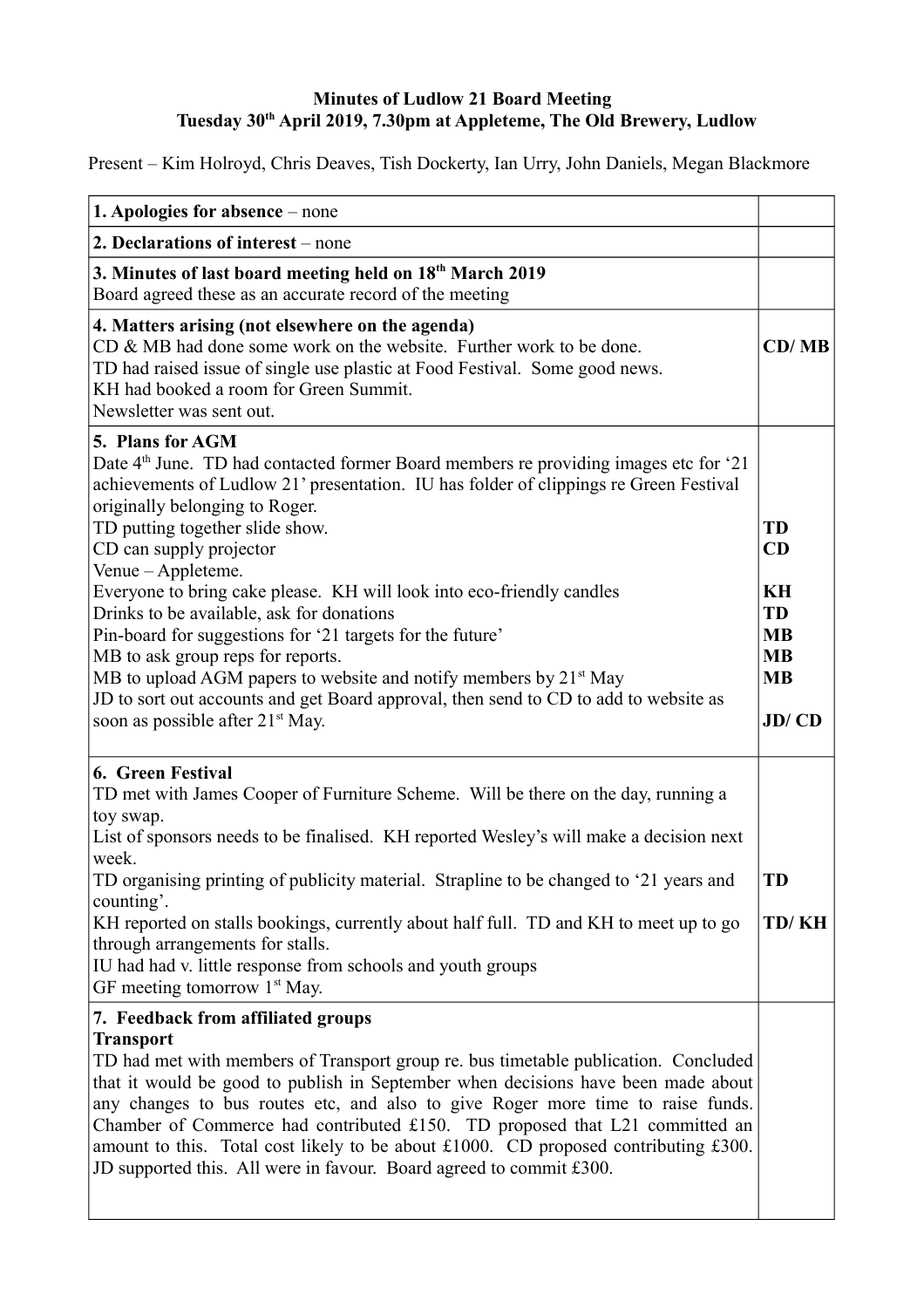**Minutes of Ludlow 21 Board Meeting**
**Tuesday 30th April 2019, 7.30pm at Appleteme, The Old Brewery, Ludlow**

Present – Kim Holroyd, Chris Deaves, Tish Dockerty, Ian Urry, John Daniels, Megan Blackmore

| | |
|---|---|
| **1. Apologies for absence** – none | |
| **2. Declarations of interest** – none | |
| **3. Minutes of last board meeting held on 18th March 2019**<br>Board agreed these as an accurate record of the meeting | |
| **4. Matters arising (not elsewhere on the agenda)**<br>CD & MB had done some work on the website. Further work to be done.<br>TD had raised issue of single use plastic at Food Festival. Some good news.<br>KH had booked a room for Green Summit.<br>Newsletter was sent out. | **CD/ MB** |
| **5. Plans for AGM**<br>Date 4th June. TD had contacted former Board members re providing images etc for '21 achievements of Ludlow 21' presentation. IU has folder of clippings re Green Festival originally belonging to Roger.<br>TD putting together slide show.<br>CD can supply projector<br>Venue – Appleteme.<br>Everyone to bring cake please. KH will look into eco-friendly candles<br>Drinks to be available, ask for donations<br>Pin-board for suggestions for '21 targets for the future'<br>MB to ask group reps for reports.<br>MB to upload AGM papers to website and notify members by 21st May<br>JD to sort out accounts and get Board approval, then send to CD to add to website as soon as possible after 21st May. | <br><br><br><br>**TD**<br>**CD**<br><br>**KH**<br>**TD**<br>**MB**<br>**MB**<br>**MB**<br><br>**JD/ CD** |
| **6. Green Festival**<br>TD met with James Cooper of Furniture Scheme. Will be there on the day, running a toy swap.<br>List of sponsors needs to be finalised. KH reported Wesley's will make a decision next week.<br>TD organising printing of publicity material. Strapline to be changed to '21 years and counting'.<br>KH reported on stalls bookings, currently about half full. TD and KH to meet up to go through arrangements for stalls.<br>IU had had v. little response from schools and youth groups<br>GF meeting tomorrow 1st May. | <br><br><br><br><br>**TD**<br><br>**TD/ KH** |
| **7. Feedback from affiliated groups**<br>**Transport**<br>TD had met with members of Transport group re. bus timetable publication. Concluded that it would be good to publish in September when decisions have been made about any changes to bus routes etc, and also to give Roger more time to raise funds. Chamber of Commerce had contributed £150. TD proposed that L21 committed an amount to this. Total cost likely to be about £1000. CD proposed contributing £300. JD supported this. All were in favour. Board agreed to commit £300. | |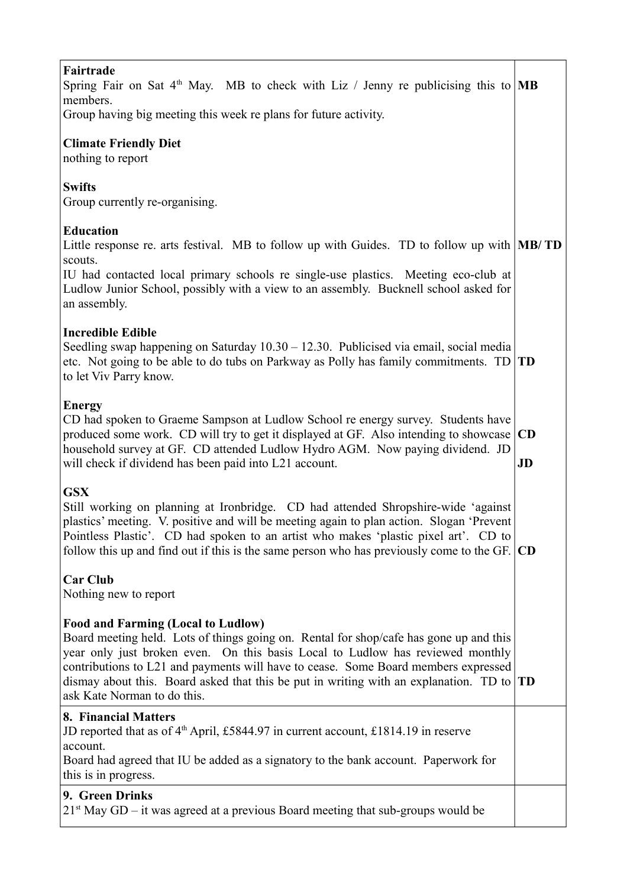| | |
|---|---|
| **Fairtrade**<br>Spring Fair on Sat 4th May. MB to check with Liz / Jenny re publicising this to members.<br>Group having big meeting this week re plans for future activity.<br><br>**Climate Friendly Diet**<br>nothing to report<br><br>**Swifts**<br>Group currently re-organising.<br><br>**Education**<br>Little response re. arts festival. MB to follow up with Guides. TD to follow up with scouts.<br>IU had contacted local primary schools re single-use plastics. Meeting eco-club at Ludlow Junior School, possibly with a view to an assembly. Bucknell school asked for an assembly.<br><br>**Incredible Edible**<br>Seedling swap happening on Saturday 10.30 – 12.30. Publicised via email, social media etc. Not going to be able to do tubs on Parkway as Polly has family commitments. TD to let Viv Parry know.<br><br>**Energy**<br>CD had spoken to Graeme Sampson at Ludlow School re energy survey. Students have produced some work. CD will try to get it displayed at GF. Also intending to showcase household survey at GF. CD attended Ludlow Hydro AGM. Now paying dividend. JD will check if dividend has been paid into L21 account.<br><br>**GSX**<br>Still working on planning at Ironbridge. CD had attended Shropshire-wide 'against plastics' meeting. V. positive and will be meeting again to plan action. Slogan 'Prevent Pointless Plastic'. CD had spoken to an artist who makes 'plastic pixel art'. CD to follow this up and find out if this is the same person who has previously come to the GF.<br><br>**Car Club**<br>Nothing new to report<br><br>**Food and Farming (Local to Ludlow)**<br>Board meeting held. Lots of things going on. Rental for shop/cafe has gone up and this year only just broken even. On this basis Local to Ludlow has reviewed monthly contributions to L21 and payments will have to cease. Some Board members expressed dismay about this. Board asked that this be put in writing with an explanation. TD to ask Kate Norman to do this. | **MB**<br><br><br><br><br><br><br><br><br>**MB/ TD**<br><br><br><br><br><br><br>**TD**<br><br><br><br>**CD**<br><br>**JD**<br><br><br><br><br>**CD**<br><br><br><br><br><br><br><br>**TD** |
| **8. Financial Matters**<br>JD reported that as of 4th April, £5844.97 in current account, £1814.19 in reserve account.<br>Board had agreed that IU be added as a signatory to the bank account. Paperwork for this is in progress. | |
| **9. Green Drinks**<br>21st May GD – it was agreed at a previous Board meeting that sub-groups would be | |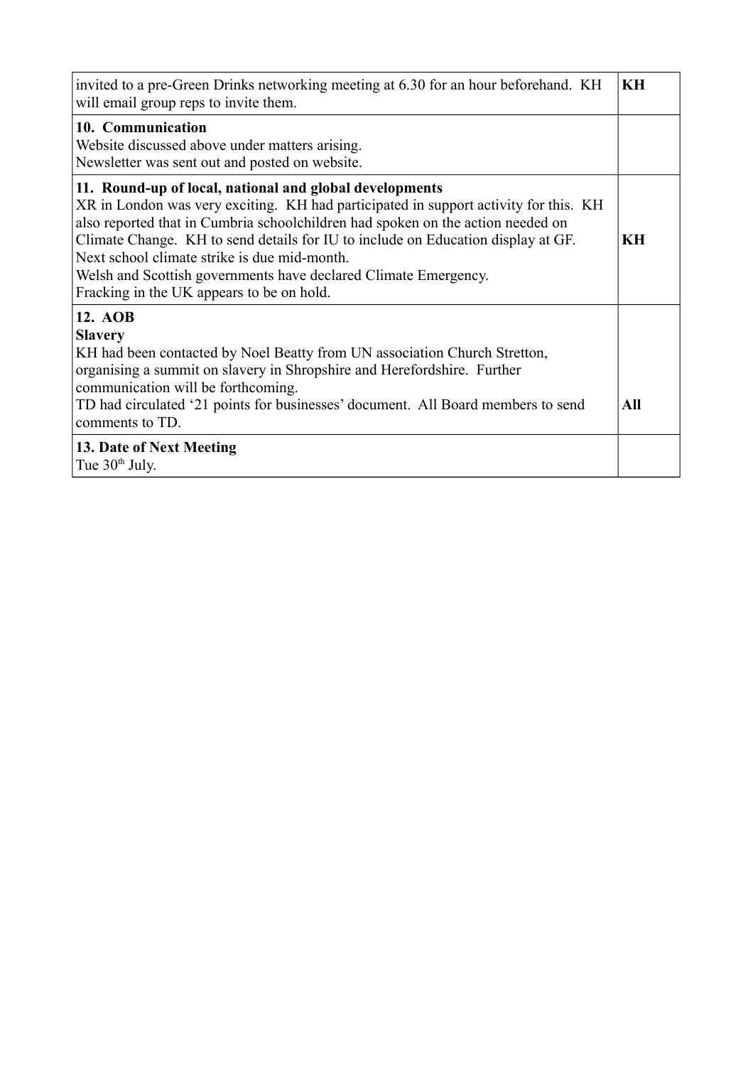| | |
|---|---|
| invited to a pre-Green Drinks networking meeting at 6.30 for an hour beforehand. KH will email group reps to invite them. | **KH** |
| **10. Communication**<br>Website discussed above under matters arising.<br>Newsletter was sent out and posted on website. | |
| **11. Round-up of local, national and global developments**<br>XR in London was very exciting. KH had participated in support activity for this. KH also reported that in Cumbria schoolchildren had spoken on the action needed on Climate Change. KH to send details for IU to include on Education display at GF.<br>Next school climate strike is due mid-month.<br>Welsh and Scottish governments have declared Climate Emergency.<br>Fracking in the UK appears to be on hold. | **KH** |
| **12. AOB**<br>**Slavery**<br>KH had been contacted by Noel Beatty from UN association Church Stretton, organising a summit on slavery in Shropshire and Herefordshire. Further communication will be forthcoming.<br>TD had circulated '21 points for businesses' document. All Board members to send comments to TD. | **All** |
| **13. Date of Next Meeting**<br>Tue 30th July. | |